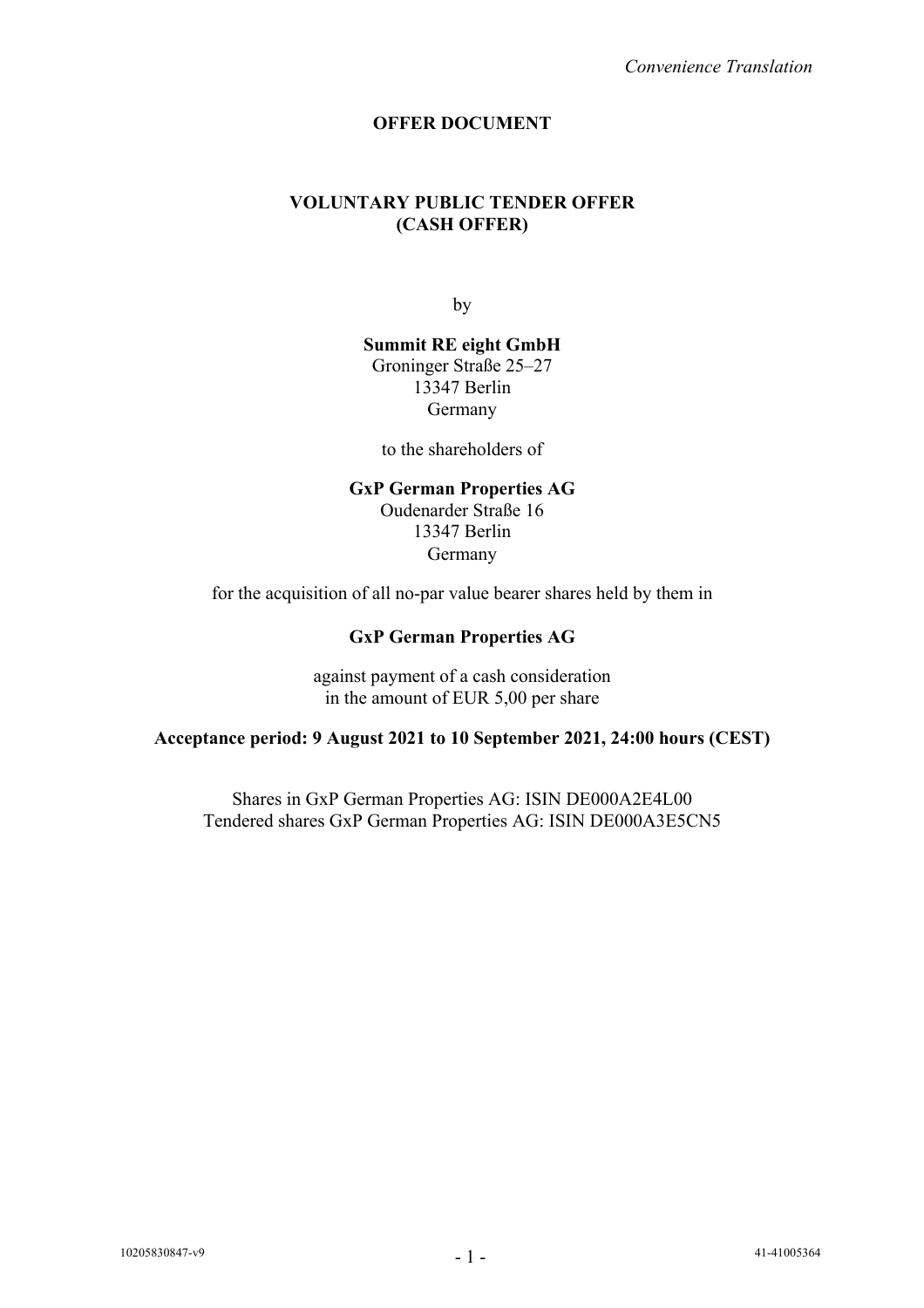*Convenience Translation*

# OFFER DOCUMENT

## VOLUNTARY PUBLIC TENDER OFFER (CASH OFFER)

by

**Summit RE eight GmbH**
Groninger Straße 25–27
13347 Berlin
Germany

to the shareholders of

**GxP German Properties AG**
Oudenarder Straße 16
13347 Berlin
Germany

for the acquisition of all no-par value bearer shares held by them in

**GxP German Properties AG**

against payment of a cash consideration
in the amount of EUR 5,00 per share

**Acceptance period: 9 August 2021 to 10 September 2021, 24:00 hours (CEST)**

Shares in GxP German Properties AG: ISIN DE000A2E4L00
Tendered shares GxP German Properties AG: ISIN DE000A3E5CN5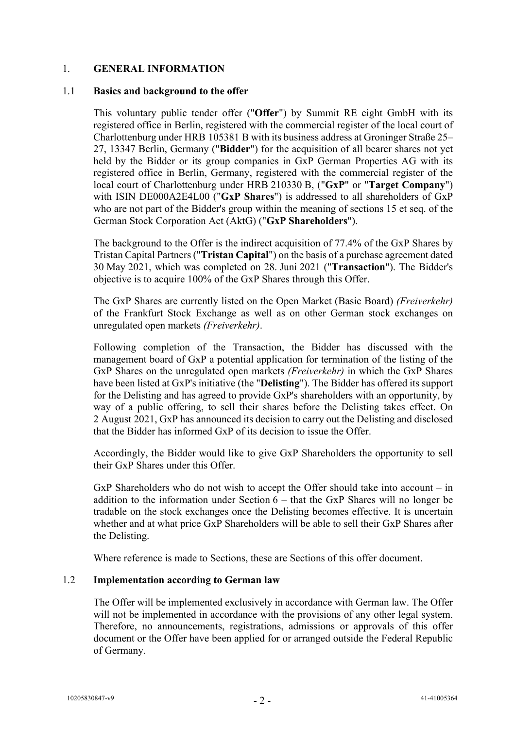## 1. GENERAL INFORMATION

### 1.1 Basics and background to the offer

This voluntary public tender offer ("**Offer**") by Summit RE eight GmbH with its registered office in Berlin, registered with the commercial register of the local court of Charlottenburg under HRB 105381 B with its business address at Groninger Straße 25–27, 13347 Berlin, Germany ("**Bidder**") for the acquisition of all bearer shares not yet held by the Bidder or its group companies in GxP German Properties AG with its registered office in Berlin, Germany, registered with the commercial register of the local court of Charlottenburg under HRB 210330 B, ("**GxP**" or "**Target Company**") with ISIN DE000A2E4L00 ("**GxP Shares**") is addressed to all shareholders of GxP who are not part of the Bidder's group within the meaning of sections 15 et seq. of the German Stock Corporation Act (AktG) ("**GxP Shareholders**").

The background to the Offer is the indirect acquisition of 77.4% of the GxP Shares by Tristan Capital Partners ("**Tristan Capital**") on the basis of a purchase agreement dated 30 May 2021, which was completed on 28. Juni 2021 ("**Transaction**"). The Bidder's objective is to acquire 100% of the GxP Shares through this Offer.

The GxP Shares are currently listed on the Open Market (Basic Board) *(Freiverkehr)* of the Frankfurt Stock Exchange as well as on other German stock exchanges on unregulated open markets *(Freiverkehr)*.

Following completion of the Transaction, the Bidder has discussed with the management board of GxP a potential application for termination of the listing of the GxP Shares on the unregulated open markets *(Freiverkehr)* in which the GxP Shares have been listed at GxP's initiative (the "**Delisting**"). The Bidder has offered its support for the Delisting and has agreed to provide GxP's shareholders with an opportunity, by way of a public offering, to sell their shares before the Delisting takes effect. On 2 August 2021, GxP has announced its decision to carry out the Delisting and disclosed that the Bidder has informed GxP of its decision to issue the Offer.

Accordingly, the Bidder would like to give GxP Shareholders the opportunity to sell their GxP Shares under this Offer.

GxP Shareholders who do not wish to accept the Offer should take into account – in addition to the information under Section 6 – that the GxP Shares will no longer be tradable on the stock exchanges once the Delisting becomes effective. It is uncertain whether and at what price GxP Shareholders will be able to sell their GxP Shares after the Delisting.

Where reference is made to Sections, these are Sections of this offer document.

### 1.2 Implementation according to German law

The Offer will be implemented exclusively in accordance with German law. The Offer will not be implemented in accordance with the provisions of any other legal system. Therefore, no announcements, registrations, admissions or approvals of this offer document or the Offer have been applied for or arranged outside the Federal Republic of Germany.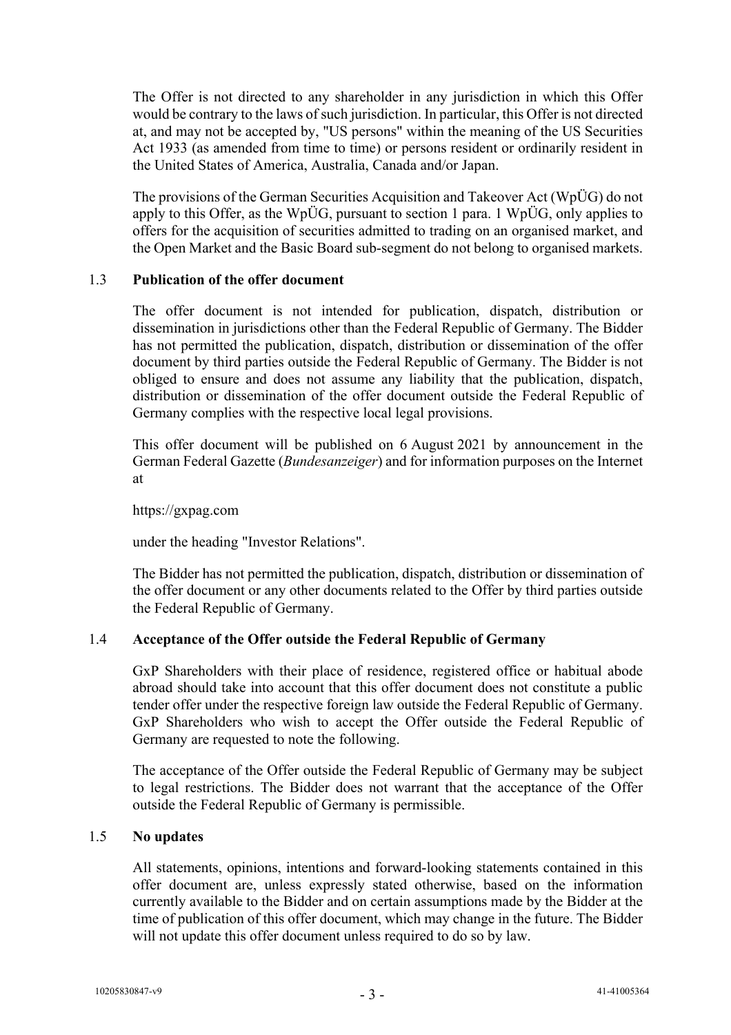The Offer is not directed to any shareholder in any jurisdiction in which this Offer would be contrary to the laws of such jurisdiction. In particular, this Offer is not directed at, and may not be accepted by, "US persons" within the meaning of the US Securities Act 1933 (as amended from time to time) or persons resident or ordinarily resident in the United States of America, Australia, Canada and/or Japan.

The provisions of the German Securities Acquisition and Takeover Act (WpÜG) do not apply to this Offer, as the WpÜG, pursuant to section 1 para. 1 WpÜG, only applies to offers for the acquisition of securities admitted to trading on an organised market, and the Open Market and the Basic Board sub-segment do not belong to organised markets.

### 1.3 Publication of the offer document

The offer document is not intended for publication, dispatch, distribution or dissemination in jurisdictions other than the Federal Republic of Germany. The Bidder has not permitted the publication, dispatch, distribution or dissemination of the offer document by third parties outside the Federal Republic of Germany. The Bidder is not obliged to ensure and does not assume any liability that the publication, dispatch, distribution or dissemination of the offer document outside the Federal Republic of Germany complies with the respective local legal provisions.

This offer document will be published on 6 August 2021 by announcement in the German Federal Gazette (*Bundesanzeiger*) and for information purposes on the Internet at

https://gxpag.com

under the heading "Investor Relations".

The Bidder has not permitted the publication, dispatch, distribution or dissemination of the offer document or any other documents related to the Offer by third parties outside the Federal Republic of Germany.

### 1.4 Acceptance of the Offer outside the Federal Republic of Germany

GxP Shareholders with their place of residence, registered office or habitual abode abroad should take into account that this offer document does not constitute a public tender offer under the respective foreign law outside the Federal Republic of Germany. GxP Shareholders who wish to accept the Offer outside the Federal Republic of Germany are requested to note the following.

The acceptance of the Offer outside the Federal Republic of Germany may be subject to legal restrictions. The Bidder does not warrant that the acceptance of the Offer outside the Federal Republic of Germany is permissible.

### 1.5 No updates

All statements, opinions, intentions and forward-looking statements contained in this offer document are, unless expressly stated otherwise, based on the information currently available to the Bidder and on certain assumptions made by the Bidder at the time of publication of this offer document, which may change in the future. The Bidder will not update this offer document unless required to do so by law.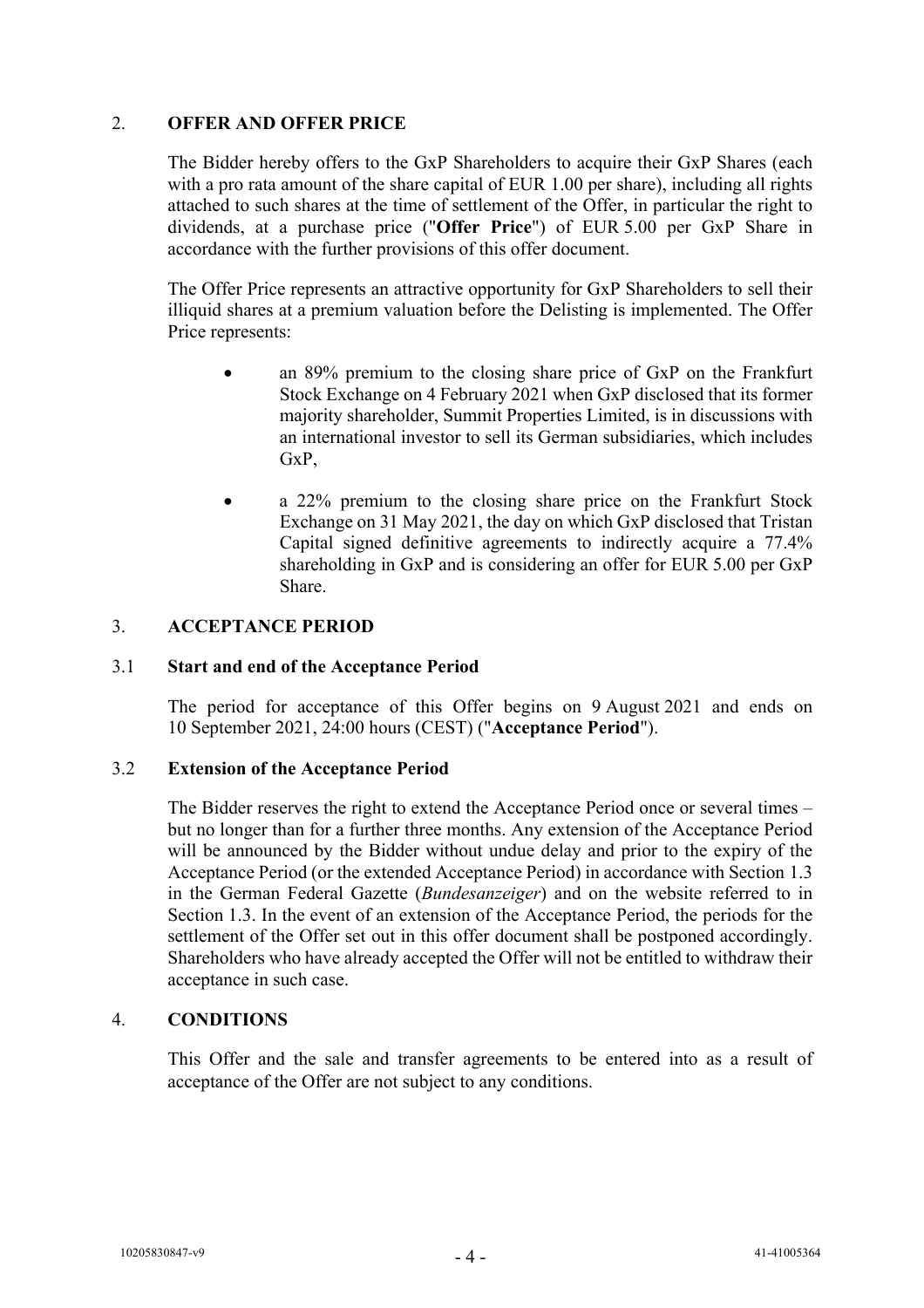## 2. OFFER AND OFFER PRICE

The Bidder hereby offers to the GxP Shareholders to acquire their GxP Shares (each with a pro rata amount of the share capital of EUR 1.00 per share), including all rights attached to such shares at the time of settlement of the Offer, in particular the right to dividends, at a purchase price ("**Offer Price**") of EUR 5.00 per GxP Share in accordance with the further provisions of this offer document.

The Offer Price represents an attractive opportunity for GxP Shareholders to sell their illiquid shares at a premium valuation before the Delisting is implemented. The Offer Price represents:

- an 89% premium to the closing share price of GxP on the Frankfurt Stock Exchange on 4 February 2021 when GxP disclosed that its former majority shareholder, Summit Properties Limited, is in discussions with an international investor to sell its German subsidiaries, which includes GxP,
- a 22% premium to the closing share price on the Frankfurt Stock Exchange on 31 May 2021, the day on which GxP disclosed that Tristan Capital signed definitive agreements to indirectly acquire a 77.4% shareholding in GxP and is considering an offer for EUR 5.00 per GxP Share.

## 3. ACCEPTANCE PERIOD

### 3.1 Start and end of the Acceptance Period

The period for acceptance of this Offer begins on 9 August 2021 and ends on 10 September 2021, 24:00 hours (CEST) ("**Acceptance Period**").

### 3.2 Extension of the Acceptance Period

The Bidder reserves the right to extend the Acceptance Period once or several times – but no longer than for a further three months. Any extension of the Acceptance Period will be announced by the Bidder without undue delay and prior to the expiry of the Acceptance Period (or the extended Acceptance Period) in accordance with Section 1.3 in the German Federal Gazette (*Bundesanzeiger*) and on the website referred to in Section 1.3. In the event of an extension of the Acceptance Period, the periods for the settlement of the Offer set out in this offer document shall be postponed accordingly. Shareholders who have already accepted the Offer will not be entitled to withdraw their acceptance in such case.

## 4. CONDITIONS

This Offer and the sale and transfer agreements to be entered into as a result of acceptance of the Offer are not subject to any conditions.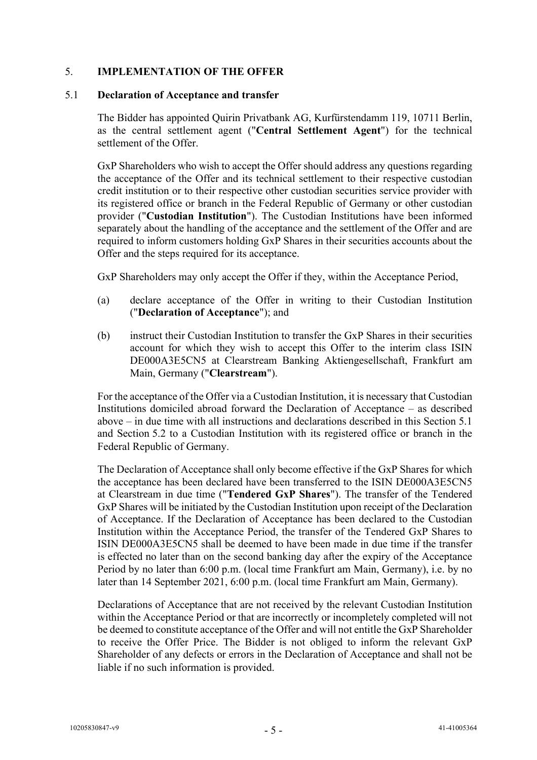## 5. IMPLEMENTATION OF THE OFFER

### 5.1 Declaration of Acceptance and transfer

The Bidder has appointed Quirin Privatbank AG, Kurfürstendamm 119, 10711 Berlin, as the central settlement agent ("**Central Settlement Agent**") for the technical settlement of the Offer.

GxP Shareholders who wish to accept the Offer should address any questions regarding the acceptance of the Offer and its technical settlement to their respective custodian credit institution or to their respective other custodian securities service provider with its registered office or branch in the Federal Republic of Germany or other custodian provider ("**Custodian Institution**"). The Custodian Institutions have been informed separately about the handling of the acceptance and the settlement of the Offer and are required to inform customers holding GxP Shares in their securities accounts about the Offer and the steps required for its acceptance.

GxP Shareholders may only accept the Offer if they, within the Acceptance Period,

(a) declare acceptance of the Offer in writing to their Custodian Institution ("**Declaration of Acceptance**"); and

(b) instruct their Custodian Institution to transfer the GxP Shares in their securities account for which they wish to accept this Offer to the interim class ISIN DE000A3E5CN5 at Clearstream Banking Aktiengesellschaft, Frankfurt am Main, Germany ("**Clearstream**").

For the acceptance of the Offer via a Custodian Institution, it is necessary that Custodian Institutions domiciled abroad forward the Declaration of Acceptance – as described above – in due time with all instructions and declarations described in this Section 5.1 and Section 5.2 to a Custodian Institution with its registered office or branch in the Federal Republic of Germany.

The Declaration of Acceptance shall only become effective if the GxP Shares for which the acceptance has been declared have been transferred to the ISIN DE000A3E5CN5 at Clearstream in due time ("**Tendered GxP Shares**"). The transfer of the Tendered GxP Shares will be initiated by the Custodian Institution upon receipt of the Declaration of Acceptance. If the Declaration of Acceptance has been declared to the Custodian Institution within the Acceptance Period, the transfer of the Tendered GxP Shares to ISIN DE000A3E5CN5 shall be deemed to have been made in due time if the transfer is effected no later than on the second banking day after the expiry of the Acceptance Period by no later than 6:00 p.m. (local time Frankfurt am Main, Germany), i.e. by no later than 14 September 2021, 6:00 p.m. (local time Frankfurt am Main, Germany).

Declarations of Acceptance that are not received by the relevant Custodian Institution within the Acceptance Period or that are incorrectly or incompletely completed will not be deemed to constitute acceptance of the Offer and will not entitle the GxP Shareholder to receive the Offer Price. The Bidder is not obliged to inform the relevant GxP Shareholder of any defects or errors in the Declaration of Acceptance and shall not be liable if no such information is provided.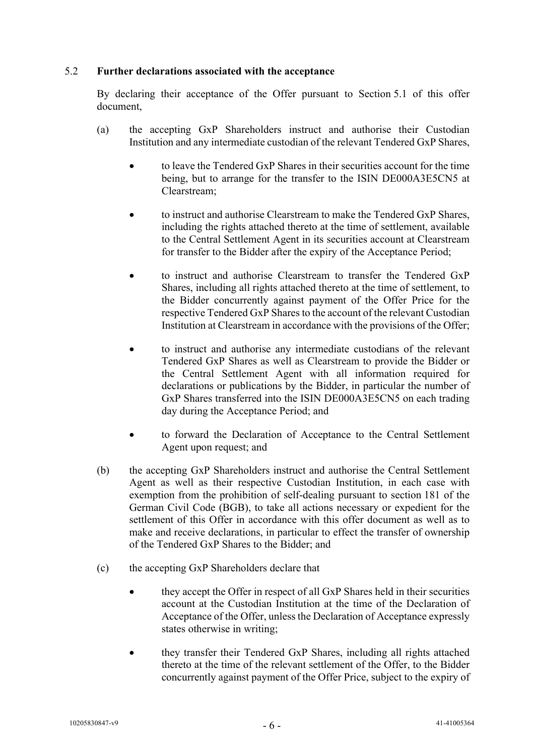### 5.2 **Further declarations associated with the acceptance**

By declaring their acceptance of the Offer pursuant to Section 5.1 of this offer document,

(a) the accepting GxP Shareholders instruct and authorise their Custodian Institution and any intermediate custodian of the relevant Tendered GxP Shares,

- to leave the Tendered GxP Shares in their securities account for the time being, but to arrange for the transfer to the ISIN DE000A3E5CN5 at Clearstream;
- to instruct and authorise Clearstream to make the Tendered GxP Shares, including the rights attached thereto at the time of settlement, available to the Central Settlement Agent in its securities account at Clearstream for transfer to the Bidder after the expiry of the Acceptance Period;
- to instruct and authorise Clearstream to transfer the Tendered GxP Shares, including all rights attached thereto at the time of settlement, to the Bidder concurrently against payment of the Offer Price for the respective Tendered GxP Shares to the account of the relevant Custodian Institution at Clearstream in accordance with the provisions of the Offer;
- to instruct and authorise any intermediate custodians of the relevant Tendered GxP Shares as well as Clearstream to provide the Bidder or the Central Settlement Agent with all information required for declarations or publications by the Bidder, in particular the number of GxP Shares transferred into the ISIN DE000A3E5CN5 on each trading day during the Acceptance Period; and
- to forward the Declaration of Acceptance to the Central Settlement Agent upon request; and

(b) the accepting GxP Shareholders instruct and authorise the Central Settlement Agent as well as their respective Custodian Institution, in each case with exemption from the prohibition of self-dealing pursuant to section 181 of the German Civil Code (BGB), to take all actions necessary or expedient for the settlement of this Offer in accordance with this offer document as well as to make and receive declarations, in particular to effect the transfer of ownership of the Tendered GxP Shares to the Bidder; and

(c) the accepting GxP Shareholders declare that

- they accept the Offer in respect of all GxP Shares held in their securities account at the Custodian Institution at the time of the Declaration of Acceptance of the Offer, unless the Declaration of Acceptance expressly states otherwise in writing;
- they transfer their Tendered GxP Shares, including all rights attached thereto at the time of the relevant settlement of the Offer, to the Bidder concurrently against payment of the Offer Price, subject to the expiry of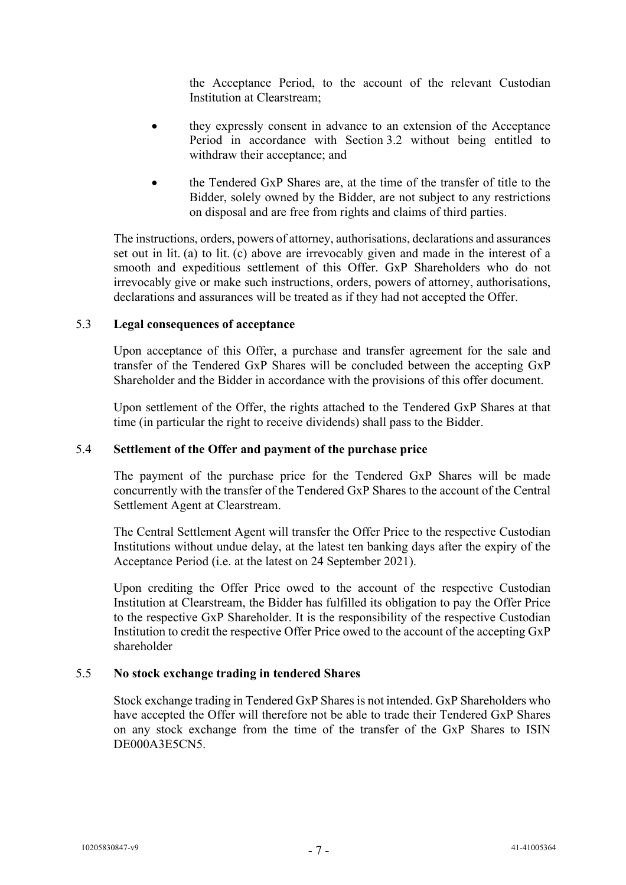the Acceptance Period, to the account of the relevant Custodian Institution at Clearstream;

- they expressly consent in advance to an extension of the Acceptance Period in accordance with Section 3.2 without being entitled to withdraw their acceptance; and
- the Tendered GxP Shares are, at the time of the transfer of title to the Bidder, solely owned by the Bidder, are not subject to any restrictions on disposal and are free from rights and claims of third parties.

The instructions, orders, powers of attorney, authorisations, declarations and assurances set out in lit. (a) to lit. (c) above are irrevocably given and made in the interest of a smooth and expeditious settlement of this Offer. GxP Shareholders who do not irrevocably give or make such instructions, orders, powers of attorney, authorisations, declarations and assurances will be treated as if they had not accepted the Offer.

### 5.3 Legal consequences of acceptance

Upon acceptance of this Offer, a purchase and transfer agreement for the sale and transfer of the Tendered GxP Shares will be concluded between the accepting GxP Shareholder and the Bidder in accordance with the provisions of this offer document.

Upon settlement of the Offer, the rights attached to the Tendered GxP Shares at that time (in particular the right to receive dividends) shall pass to the Bidder.

### 5.4 Settlement of the Offer and payment of the purchase price

The payment of the purchase price for the Tendered GxP Shares will be made concurrently with the transfer of the Tendered GxP Shares to the account of the Central Settlement Agent at Clearstream.

The Central Settlement Agent will transfer the Offer Price to the respective Custodian Institutions without undue delay, at the latest ten banking days after the expiry of the Acceptance Period (i.e. at the latest on 24 September 2021).

Upon crediting the Offer Price owed to the account of the respective Custodian Institution at Clearstream, the Bidder has fulfilled its obligation to pay the Offer Price to the respective GxP Shareholder. It is the responsibility of the respective Custodian Institution to credit the respective Offer Price owed to the account of the accepting GxP shareholder

### 5.5 No stock exchange trading in tendered Shares

Stock exchange trading in Tendered GxP Shares is not intended. GxP Shareholders who have accepted the Offer will therefore not be able to trade their Tendered GxP Shares on any stock exchange from the time of the transfer of the GxP Shares to ISIN DE000A3E5CN5.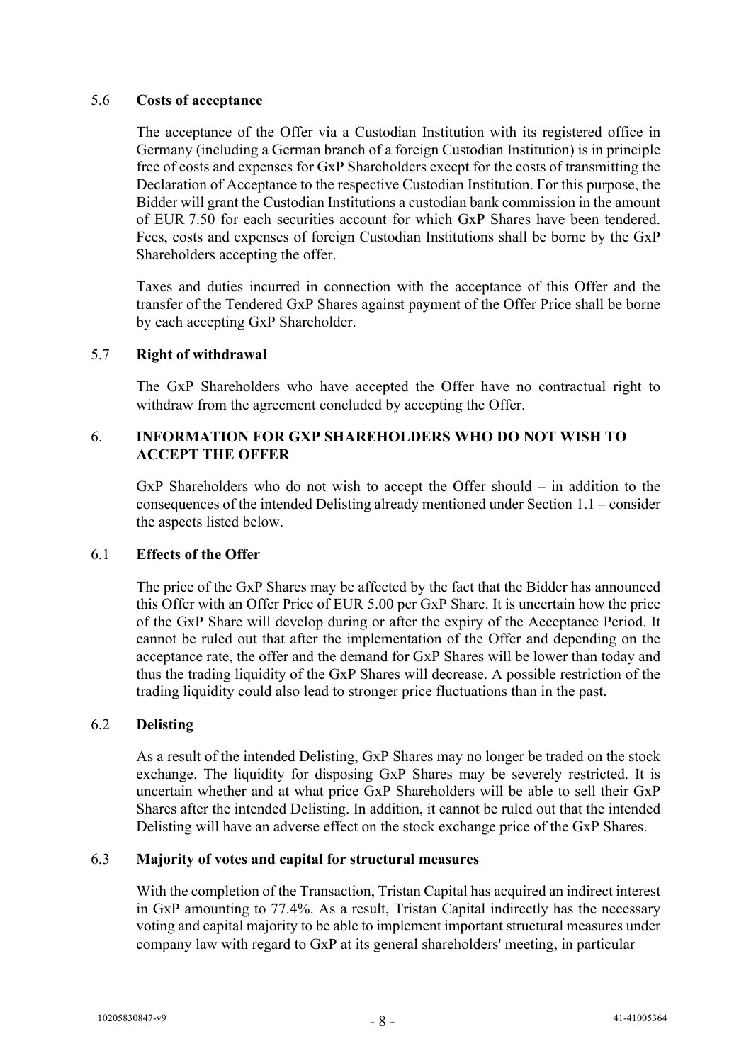### 5.6 **Costs of acceptance**

The acceptance of the Offer via a Custodian Institution with its registered office in Germany (including a German branch of a foreign Custodian Institution) is in principle free of costs and expenses for GxP Shareholders except for the costs of transmitting the Declaration of Acceptance to the respective Custodian Institution. For this purpose, the Bidder will grant the Custodian Institutions a custodian bank commission in the amount of EUR 7.50 for each securities account for which GxP Shares have been tendered. Fees, costs and expenses of foreign Custodian Institutions shall be borne by the GxP Shareholders accepting the offer.

Taxes and duties incurred in connection with the acceptance of this Offer and the transfer of the Tendered GxP Shares against payment of the Offer Price shall be borne by each accepting GxP Shareholder.

### 5.7 **Right of withdrawal**

The GxP Shareholders who have accepted the Offer have no contractual right to withdraw from the agreement concluded by accepting the Offer.

## 6. **INFORMATION FOR GXP SHAREHOLDERS WHO DO NOT WISH TO ACCEPT THE OFFER**

GxP Shareholders who do not wish to accept the Offer should – in addition to the consequences of the intended Delisting already mentioned under Section 1.1 – consider the aspects listed below.

### 6.1 **Effects of the Offer**

The price of the GxP Shares may be affected by the fact that the Bidder has announced this Offer with an Offer Price of EUR 5.00 per GxP Share. It is uncertain how the price of the GxP Share will develop during or after the expiry of the Acceptance Period. It cannot be ruled out that after the implementation of the Offer and depending on the acceptance rate, the offer and the demand for GxP Shares will be lower than today and thus the trading liquidity of the GxP Shares will decrease. A possible restriction of the trading liquidity could also lead to stronger price fluctuations than in the past.

### 6.2 **Delisting**

As a result of the intended Delisting, GxP Shares may no longer be traded on the stock exchange. The liquidity for disposing GxP Shares may be severely restricted. It is uncertain whether and at what price GxP Shareholders will be able to sell their GxP Shares after the intended Delisting. In addition, it cannot be ruled out that the intended Delisting will have an adverse effect on the stock exchange price of the GxP Shares.

### 6.3 **Majority of votes and capital for structural measures**

With the completion of the Transaction, Tristan Capital has acquired an indirect interest in GxP amounting to 77.4%. As a result, Tristan Capital indirectly has the necessary voting and capital majority to be able to implement important structural measures under company law with regard to GxP at its general shareholders' meeting, in particular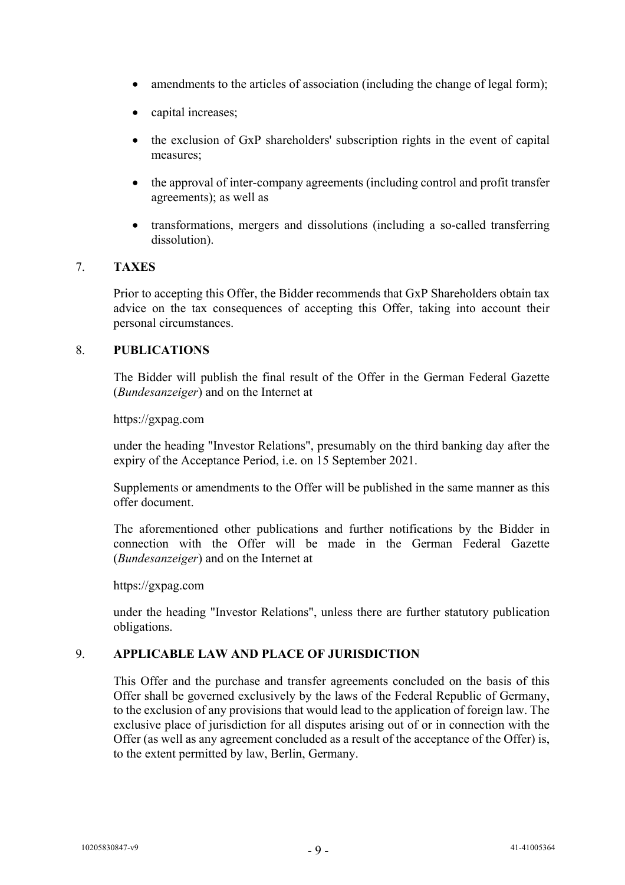- amendments to the articles of association (including the change of legal form);
- capital increases;
- the exclusion of GxP shareholders' subscription rights in the event of capital measures;
- the approval of inter-company agreements (including control and profit transfer agreements); as well as
- transformations, mergers and dissolutions (including a so-called transferring dissolution).

## 7. TAXES

Prior to accepting this Offer, the Bidder recommends that GxP Shareholders obtain tax advice on the tax consequences of accepting this Offer, taking into account their personal circumstances.

## 8. PUBLICATIONS

The Bidder will publish the final result of the Offer in the German Federal Gazette (*Bundesanzeiger*) and on the Internet at

https://gxpag.com

under the heading "Investor Relations", presumably on the third banking day after the expiry of the Acceptance Period, i.e. on 15 September 2021.

Supplements or amendments to the Offer will be published in the same manner as this offer document.

The aforementioned other publications and further notifications by the Bidder in connection with the Offer will be made in the German Federal Gazette (*Bundesanzeiger*) and on the Internet at

https://gxpag.com

under the heading "Investor Relations", unless there are further statutory publication obligations.

## 9. APPLICABLE LAW AND PLACE OF JURISDICTION

This Offer and the purchase and transfer agreements concluded on the basis of this Offer shall be governed exclusively by the laws of the Federal Republic of Germany, to the exclusion of any provisions that would lead to the application of foreign law. The exclusive place of jurisdiction for all disputes arising out of or in connection with the Offer (as well as any agreement concluded as a result of the acceptance of the Offer) is, to the extent permitted by law, Berlin, Germany.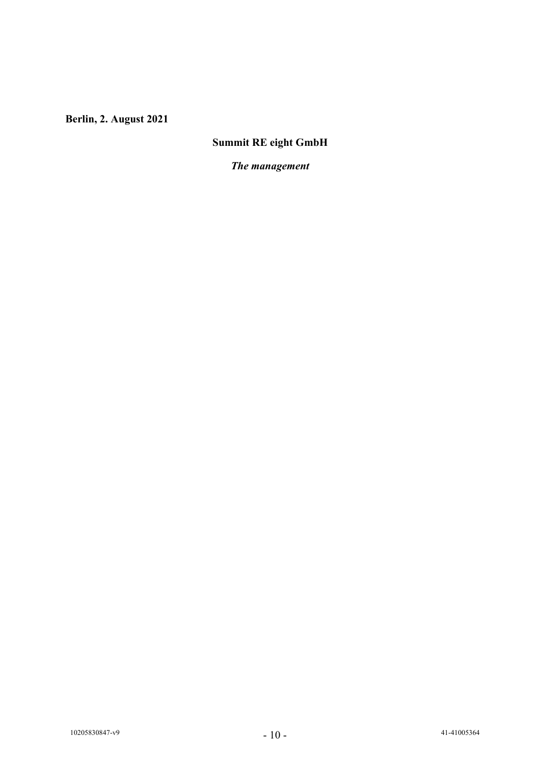**Berlin, 2. August 2021**

**Summit RE eight GmbH**

***The management***